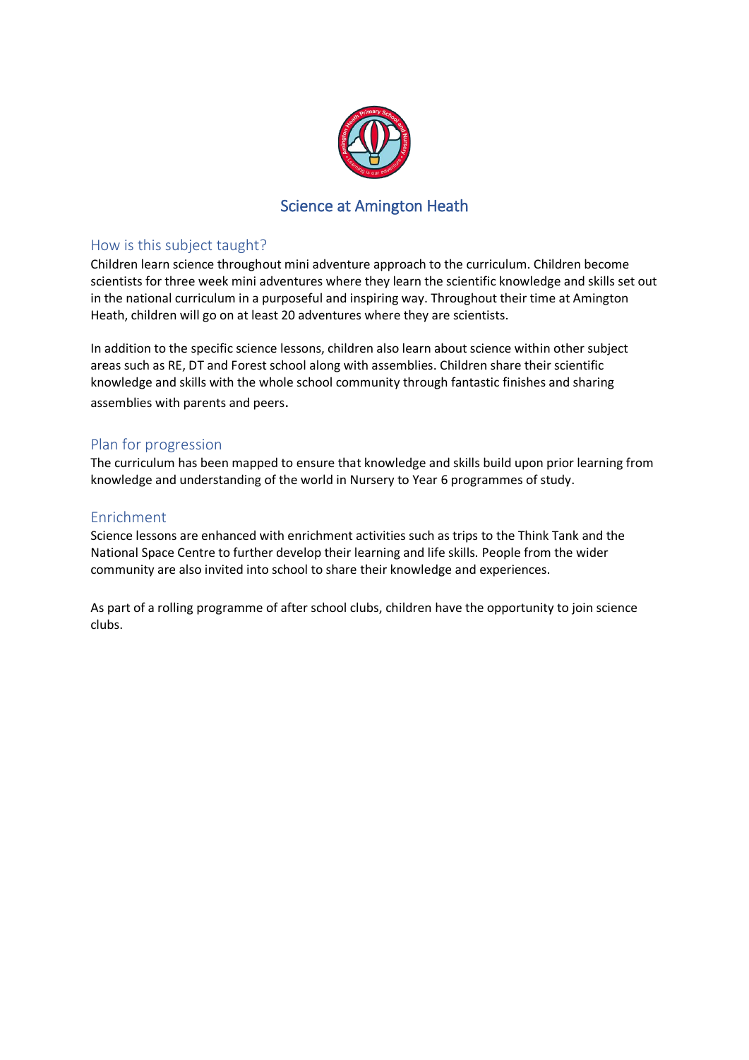# Science at Amington Heath

## How is this subject taught?

Children learn science throughout mini adventure approach to the curriculum. Children become scientists for three week mini adventures where they learn the scientific knowledge and skills set out in the national curriculum in a purposeful and inspiring way. Throughout their time at Amington Heath, children will go on at least 20 adventures where they are scientists.

In addition to the specific science lessons, children also learn about science within other subject areas such as RE, DT and Forest school along with assemblies. Children share their scientific knowledge and skills with the whole school community through fantastic finishes and sharing assemblies with parents and peers.

## Plan for progression

The curriculum has been mapped to ensure that knowledge and skills build upon prior learning from knowledge and understanding of the world in Nursery to Year 6 programmes of study.

## Enrichment

Science lessons are enhanced with enrichment activities such as trips to the Think Tank and the National Space Centre to further develop their learning and life skills. People from the wider community are also invited into school to share their knowledge and experiences.

As part of a rolling programme of after school clubs, children have the opportunity to join science clubs.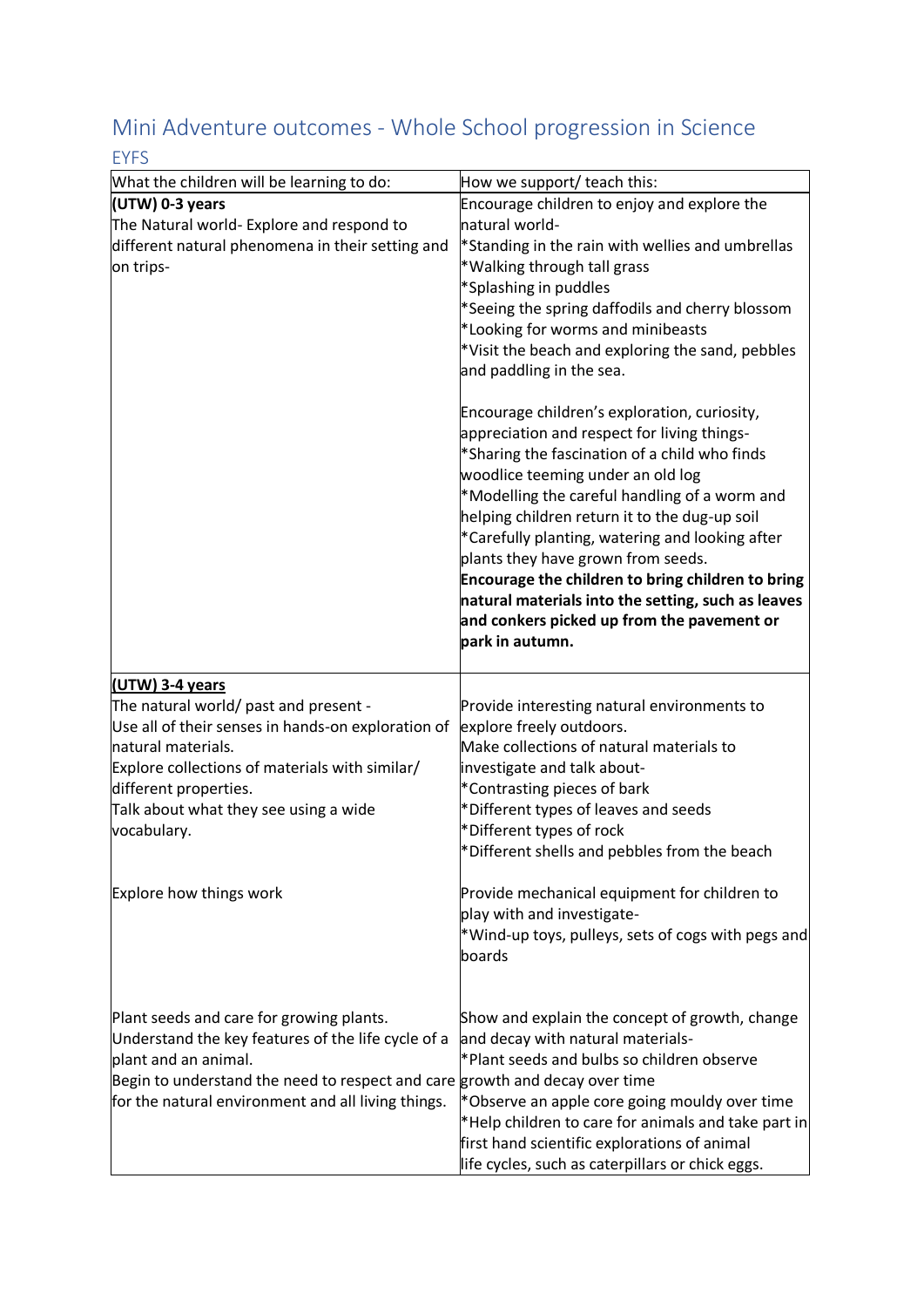# Mini Adventure outcomes - Whole School progression in Science

## EYFS

| What the children will be learning to do: | How we support/ teach this: |
|---|---|
| **(UTW) 0-3 years**<br>The Natural world- Explore and respond to different natural phenomena in their setting and on trips- | Encourage children to enjoy and explore the natural world-<br>*Standing in the rain with wellies and umbrellas<br>*Walking through tall grass<br>*Splashing in puddles<br>*Seeing the spring daffodils and cherry blossom<br>*Looking for worms and minibeasts<br>*Visit the beach and exploring the sand, pebbles and paddling in the sea.<br><br>Encourage children's exploration, curiosity, appreciation and respect for living things-<br>*Sharing the fascination of a child who finds woodlice teeming under an old log<br>*Modelling the careful handling of a worm and helping children return it to the dug-up soil<br>*Carefully planting, watering and looking after plants they have grown from seeds.<br>**Encourage the children to bring children to bring natural materials into the setting, such as leaves and conkers picked up from the pavement or park in autumn.** |
| **<u>(UTW) 3-4 years</u>**<br>The natural world/ past and present -<br>Use all of their senses in hands-on exploration of natural materials.<br>Explore collections of materials with similar/ different properties.<br>Talk about what they see using a wide vocabulary. | Provide interesting natural environments to explore freely outdoors.<br>Make collections of natural materials to investigate and talk about-<br>*Contrasting pieces of bark<br>*Different types of leaves and seeds<br>*Different types of rock<br>*Different shells and pebbles from the beach |
| Explore how things work | Provide mechanical equipment for children to play with and investigate-<br>*Wind-up toys, pulleys, sets of cogs with pegs and boards |
| Plant seeds and care for growing plants.<br>Understand the key features of the life cycle of a plant and an animal.<br>Begin to understand the need to respect and care for the natural environment and all living things. | Show and explain the concept of growth, change and decay with natural materials-<br>*Plant seeds and bulbs so children observe growth and decay over time<br>*Observe an apple core going mouldy over time<br>*Help children to care for animals and take part in first hand scientific explorations of animal life cycles, such as caterpillars or chick eggs. |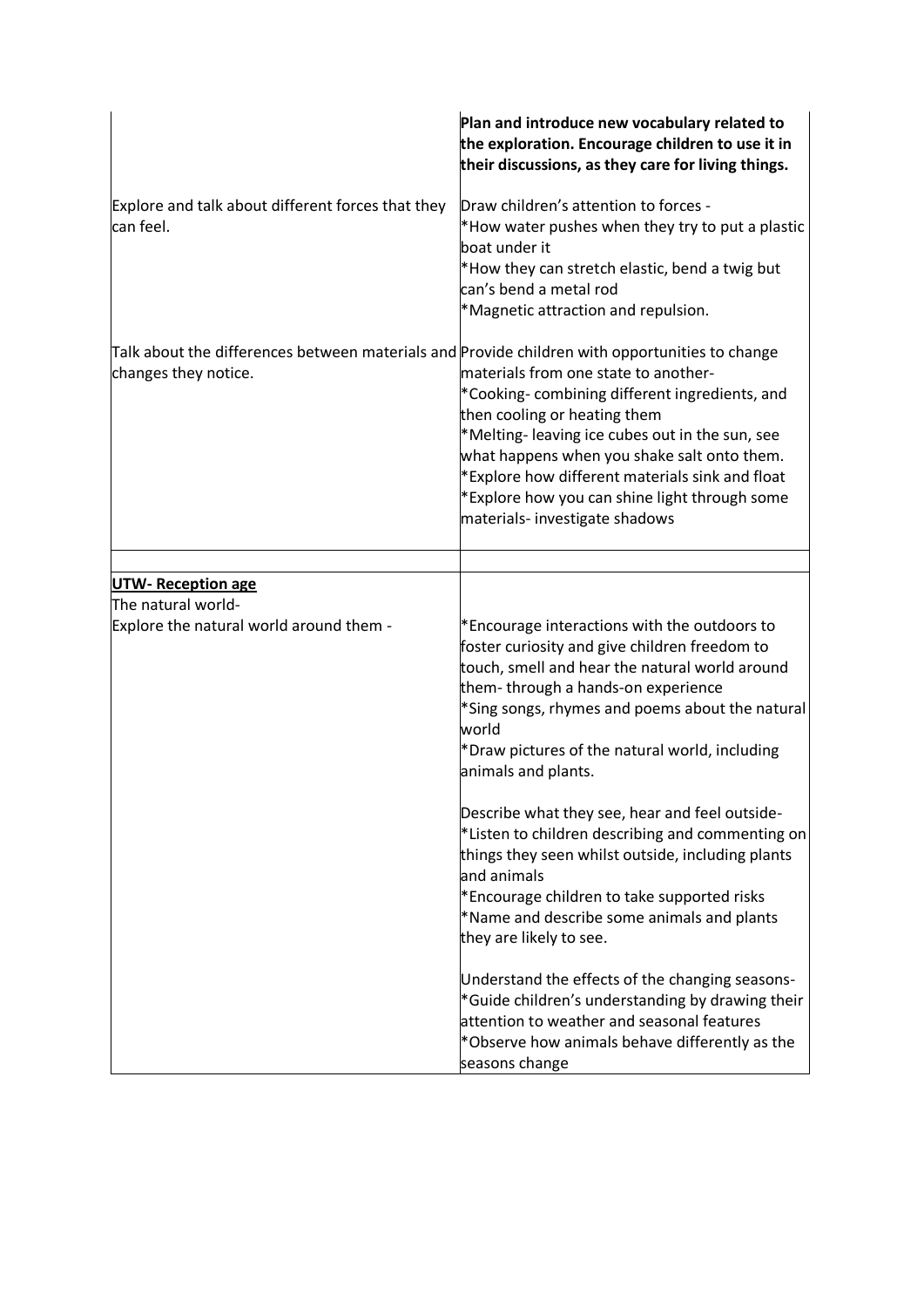| | |
|---|---|
| | **Plan and introduce new vocabulary related to the exploration. Encourage children to use it in their discussions, as they care for living things.** |
| Explore and talk about different forces that they can feel. | Draw children's attention to forces -<br>*How water pushes when they try to put a plastic boat under it<br>*How they can stretch elastic, bend a twig but can's bend a metal rod<br>*Magnetic attraction and repulsion. |
| Talk about the differences between materials and changes they notice. | Provide children with opportunities to change materials from one state to another-<br>*Cooking- combining different ingredients, and then cooling or heating them<br>*Melting- leaving ice cubes out in the sun, see what happens when you shake salt onto them.<br>*Explore how different materials sink and float<br>*Explore how you can shine light through some materials- investigate shadows |
| | |
| <u>**UTW- Reception age**</u><br>The natural world-<br>Explore the natural world around them - | *Encourage interactions with the outdoors to foster curiosity and give children freedom to touch, smell and hear the natural world around them- through a hands-on experience<br>*Sing songs, rhymes and poems about the natural world<br>*Draw pictures of the natural world, including animals and plants.<br><br>Describe what they see, hear and feel outside-<br>*Listen to children describing and commenting on things they seen whilst outside, including plants and animals<br>*Encourage children to take supported risks<br>*Name and describe some animals and plants they are likely to see.<br><br>Understand the effects of the changing seasons-<br>*Guide children's understanding by drawing their attention to weather and seasonal features<br>*Observe how animals behave differently as the seasons change |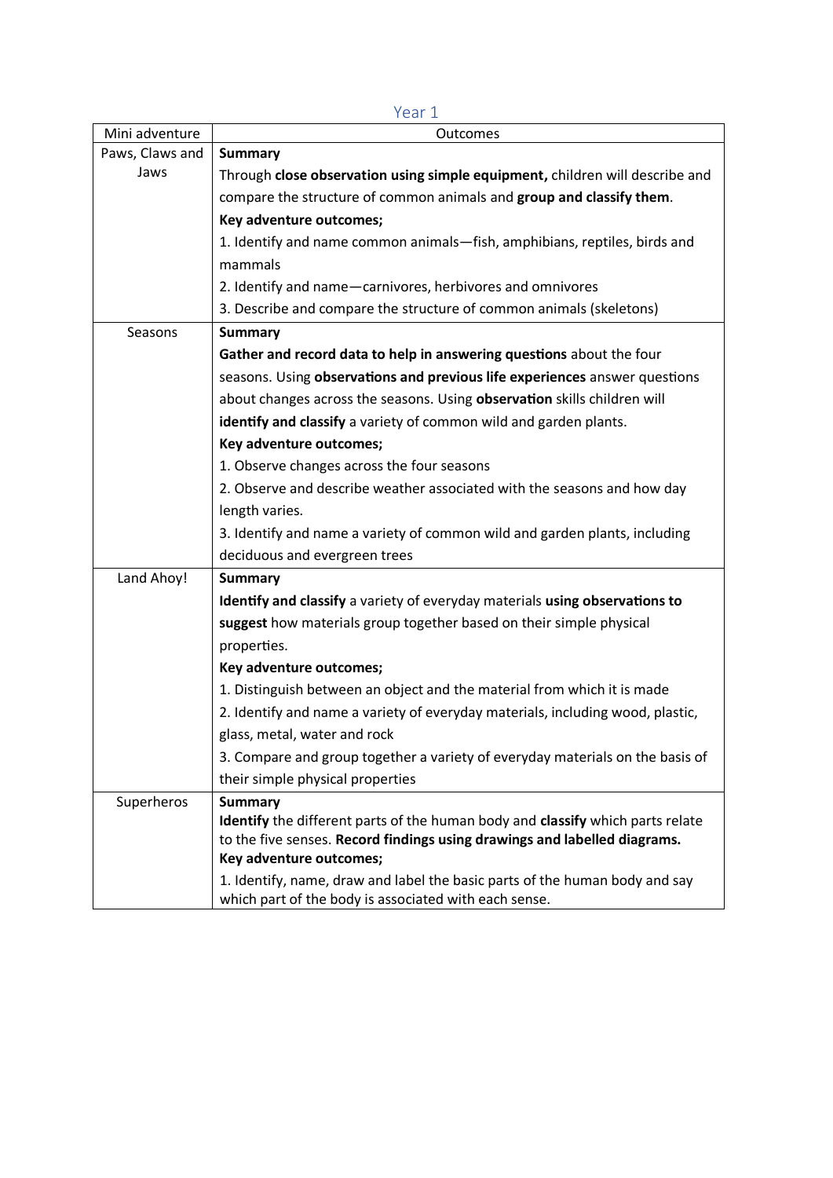## Year 1

| Mini adventure | Outcomes |
|---|---|
| Paws, Claws and Jaws | **Summary**<br>Through **close observation using simple equipment,** children will describe and compare the structure of common animals and **group and classify them**.<br>**Key adventure outcomes;**<br>1. Identify and name common animals—fish, amphibians, reptiles, birds and mammals<br>2. Identify and name—carnivores, herbivores and omnivores<br>3. Describe and compare the structure of common animals (skeletons) |
| Seasons | **Summary**<br>**Gather and record data to help in answering questions** about the four seasons. Using **observations and previous life experiences** answer questions about changes across the seasons. Using **observation** skills children will **identify and classify** a variety of common wild and garden plants.<br>**Key adventure outcomes;**<br>1. Observe changes across the four seasons<br>2. Observe and describe weather associated with the seasons and how day length varies.<br>3. Identify and name a variety of common wild and garden plants, including deciduous and evergreen trees |
| Land Ahoy! | **Summary**<br>**Identify and classify** a variety of everyday materials **using observations to suggest** how materials group together based on their simple physical properties.<br>**Key adventure outcomes;**<br>1. Distinguish between an object and the material from which it is made<br>2. Identify and name a variety of everyday materials, including wood, plastic, glass, metal, water and rock<br>3. Compare and group together a variety of everyday materials on the basis of their simple physical properties |
| Superheros | **Summary**<br>**Identify** the different parts of the human body and **classify** which parts relate to the five senses. **Record findings using drawings and labelled diagrams.**<br>**Key adventure outcomes;**<br>1. Identify, name, draw and label the basic parts of the human body and say which part of the body is associated with each sense. |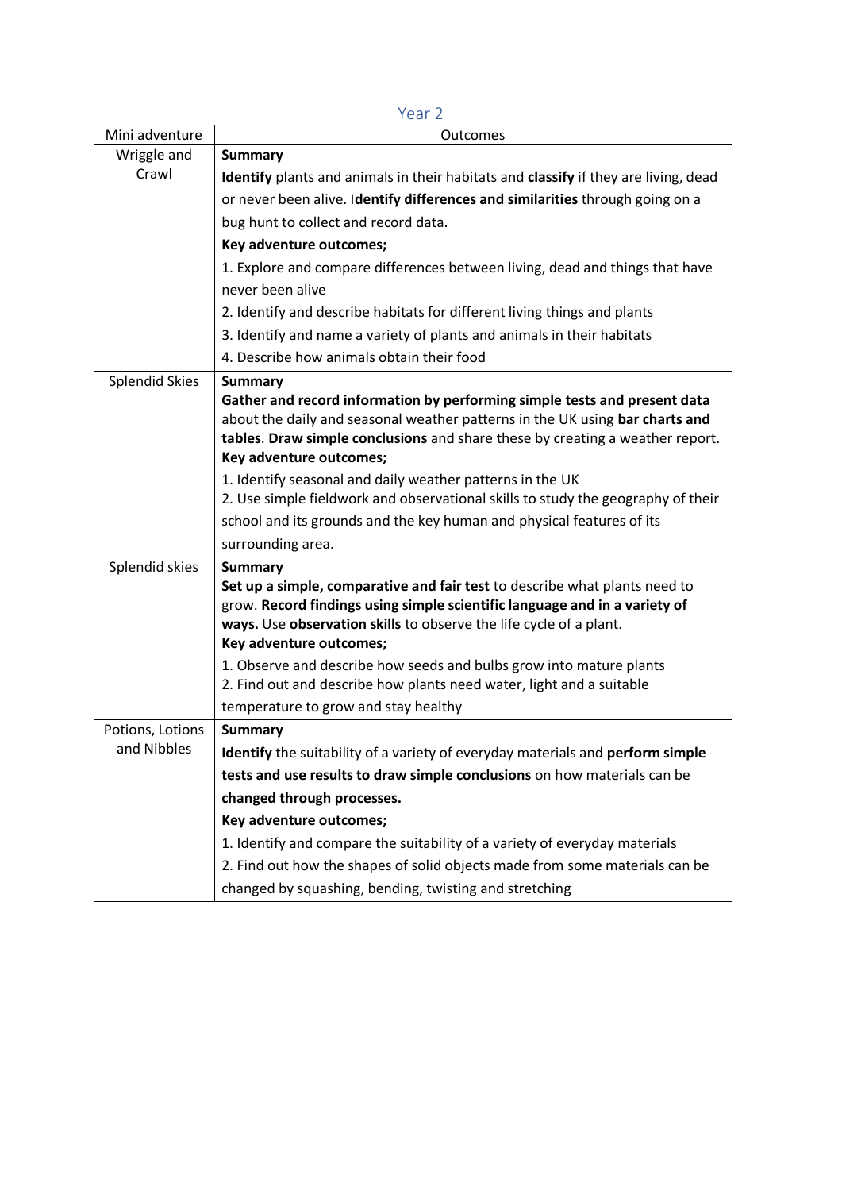## Year 2

| Mini adventure | Outcomes |
|---|---|
| Wriggle and Crawl | **Summary**<br>**Identify** plants and animals in their habitats and **classify** if they are living, dead or never been alive. I**dentify differences and similarities** through going on a bug hunt to collect and record data.<br>**Key adventure outcomes;**<br>1. Explore and compare differences between living, dead and things that have never been alive<br>2. Identify and describe habitats for different living things and plants<br>3. Identify and name a variety of plants and animals in their habitats<br>4. Describe how animals obtain their food |
| Splendid Skies | **Summary**<br>**Gather and record information by performing simple tests and present data** about the daily and seasonal weather patterns in the UK using **bar charts and tables**. **Draw simple conclusions** and share these by creating a weather report.<br>**Key adventure outcomes;**<br>1. Identify seasonal and daily weather patterns in the UK<br>2. Use simple fieldwork and observational skills to study the geography of their school and its grounds and the key human and physical features of its surrounding area. |
| Splendid skies | **Summary**<br>**Set up a simple, comparative and fair test** to describe what plants need to grow. **Record findings using simple scientific language and in a variety of ways.** Use **observation skills** to observe the life cycle of a plant.<br>**Key adventure outcomes;**<br>1. Observe and describe how seeds and bulbs grow into mature plants<br>2. Find out and describe how plants need water, light and a suitable temperature to grow and stay healthy |
| Potions, Lotions and Nibbles | **Summary**<br>**Identify** the suitability of a variety of everyday materials and **perform simple tests and use results to draw simple conclusions** on how materials can be **changed through processes.**<br>**Key adventure outcomes;**<br>1. Identify and compare the suitability of a variety of everyday materials<br>2. Find out how the shapes of solid objects made from some materials can be changed by squashing, bending, twisting and stretching |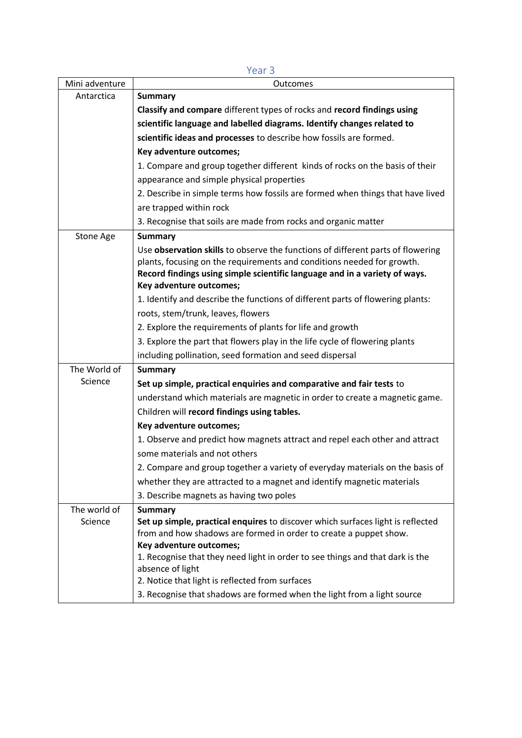## Year 3

| Mini adventure | Outcomes |
|---|---|
| Antarctica | **Summary**<br>**Classify and compare** different types of rocks and **record findings using scientific language and labelled diagrams. Identify changes related to scientific ideas and processes** to describe how fossils are formed.<br>**Key adventure outcomes;**<br>1. Compare and group together different kinds of rocks on the basis of their appearance and simple physical properties<br>2. Describe in simple terms how fossils are formed when things that have lived are trapped within rock<br>3. Recognise that soils are made from rocks and organic matter |
| Stone Age | **Summary**<br>Use **observation skills** to observe the functions of different parts of flowering plants, focusing on the requirements and conditions needed for growth. **Record findings using simple scientific language and in a variety of ways.**<br>**Key adventure outcomes;**<br>1. Identify and describe the functions of different parts of flowering plants: roots, stem/trunk, leaves, flowers<br>2. Explore the requirements of plants for life and growth<br>3. Explore the part that flowers play in the life cycle of flowering plants including pollination, seed formation and seed dispersal |
| The World of Science | **Summary**<br>**Set up simple, practical enquiries and comparative and fair tests** to understand which materials are magnetic in order to create a magnetic game. Children will **record findings using tables.**<br>**Key adventure outcomes;**<br>1. Observe and predict how magnets attract and repel each other and attract some materials and not others<br>2. Compare and group together a variety of everyday materials on the basis of whether they are attracted to a magnet and identify magnetic materials<br>3. Describe magnets as having two poles |
| The world of Science | **Summary**<br>**Set up simple, practical enquires** to discover which surfaces light is reflected from and how shadows are formed in order to create a puppet show.<br>**Key adventure outcomes;**<br>1. Recognise that they need light in order to see things and that dark is the absence of light<br>2. Notice that light is reflected from surfaces<br>3. Recognise that shadows are formed when the light from a light source |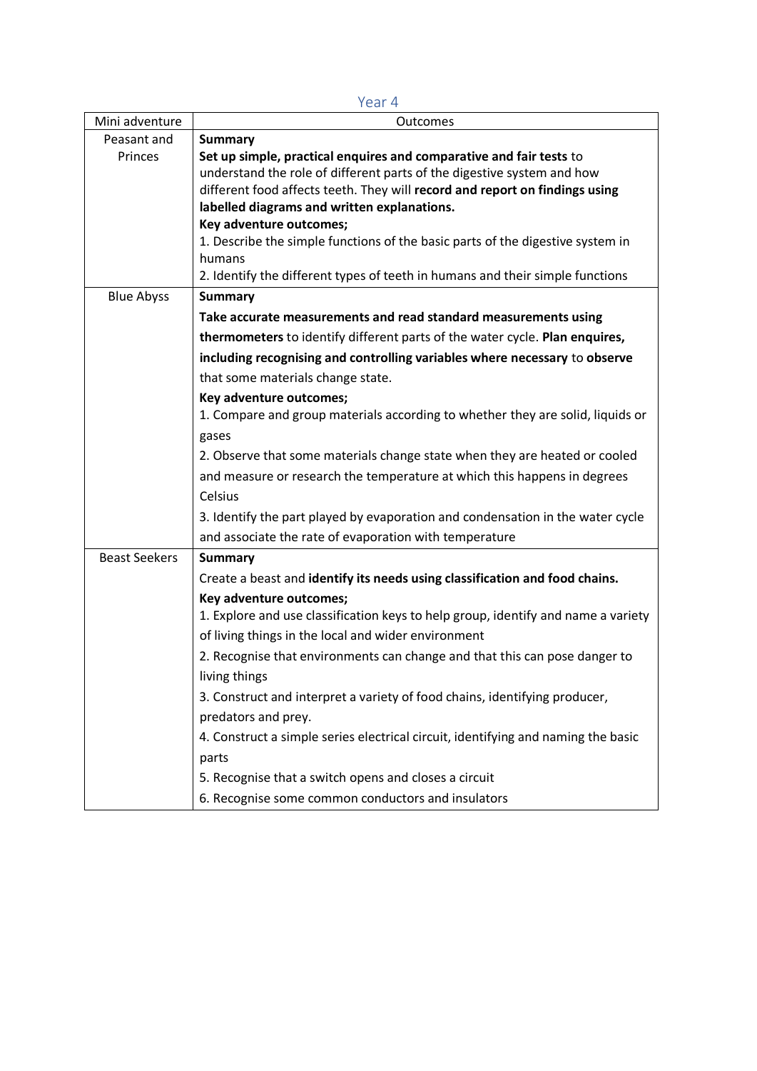## Year 4

| Mini adventure | Outcomes |
|---|---|
| Peasant and Princes | **Summary**<br>**Set up simple, practical enquires and comparative and fair tests** to understand the role of different parts of the digestive system and how different food affects teeth. They will **record and report on findings using labelled diagrams and written explanations.**<br>**Key adventure outcomes;**<br>1. Describe the simple functions of the basic parts of the digestive system in humans<br>2. Identify the different types of teeth in humans and their simple functions |
| Blue Abyss | **Summary**<br>**Take accurate measurements and read standard measurements using thermometers** to identify different parts of the water cycle. **Plan enquires, including recognising and controlling variables where necessary** to **observe** that some materials change state.<br>**Key adventure outcomes;**<br>1. Compare and group materials according to whether they are solid, liquids or gases<br>2. Observe that some materials change state when they are heated or cooled and measure or research the temperature at which this happens in degrees Celsius<br>3. Identify the part played by evaporation and condensation in the water cycle and associate the rate of evaporation with temperature |
| Beast Seekers | **Summary**<br>Create a beast and **identify its needs using classification and food chains.**<br>**Key adventure outcomes;**<br>1. Explore and use classification keys to help group, identify and name a variety of living things in the local and wider environment<br>2. Recognise that environments can change and that this can pose danger to living things<br>3. Construct and interpret a variety of food chains, identifying producer, predators and prey.<br>4. Construct a simple series electrical circuit, identifying and naming the basic parts<br>5. Recognise that a switch opens and closes a circuit<br>6. Recognise some common conductors and insulators |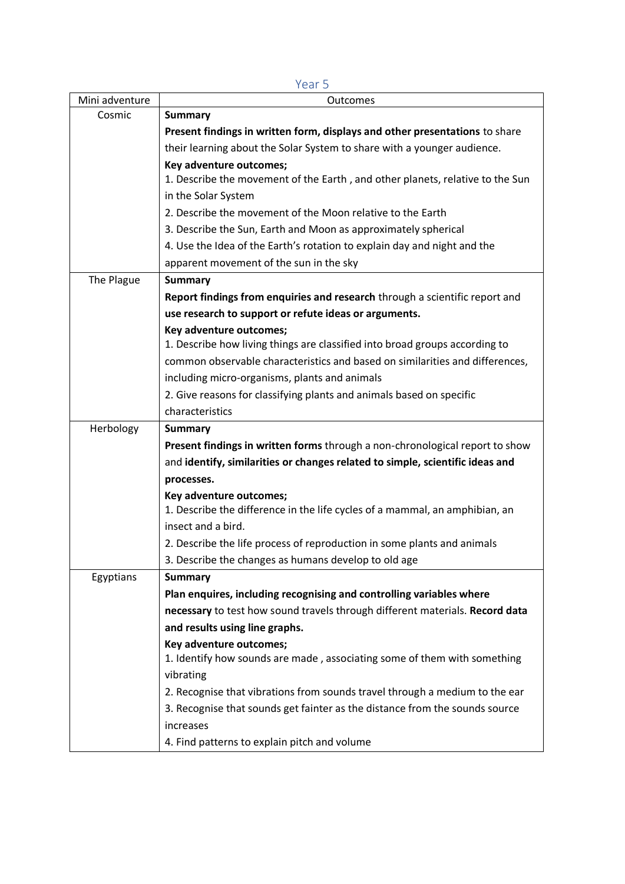## Year 5

| Mini adventure | Outcomes |
|---|---|
| Cosmic | **Summary**<br>**Present findings in written form, displays and other presentations** to share their learning about the Solar System to share with a younger audience.<br>**Key adventure outcomes;**<br>1. Describe the movement of the Earth , and other planets, relative to the Sun in the Solar System<br>2. Describe the movement of the Moon relative to the Earth<br>3. Describe the Sun, Earth and Moon as approximately spherical<br>4. Use the Idea of the Earth's rotation to explain day and night and the apparent movement of the sun in the sky |
| The Plague | **Summary**<br>**Report findings from enquiries and research** through a scientific report and **use research to support or refute ideas or arguments.**<br>**Key adventure outcomes;**<br>1. Describe how living things are classified into broad groups according to common observable characteristics and based on similarities and differences, including micro-organisms, plants and animals<br>2. Give reasons for classifying plants and animals based on specific characteristics |
| Herbology | **Summary**<br>**Present findings in written forms** through a non-chronological report to show and **identify, similarities or changes related to simple, scientific ideas and processes.**<br>**Key adventure outcomes;**<br>1. Describe the difference in the life cycles of a mammal, an amphibian, an insect and a bird.<br>2. Describe the life process of reproduction in some plants and animals<br>3. Describe the changes as humans develop to old age |
| Egyptians | **Summary**<br>**Plan enquires, including recognising and controlling variables where necessary** to test how sound travels through different materials. **Record data and results using line graphs.**<br>**Key adventure outcomes;**<br>1. Identify how sounds are made , associating some of them with something vibrating<br>2. Recognise that vibrations from sounds travel through a medium to the ear<br>3. Recognise that sounds get fainter as the distance from the sounds source increases<br>4. Find patterns to explain pitch and volume |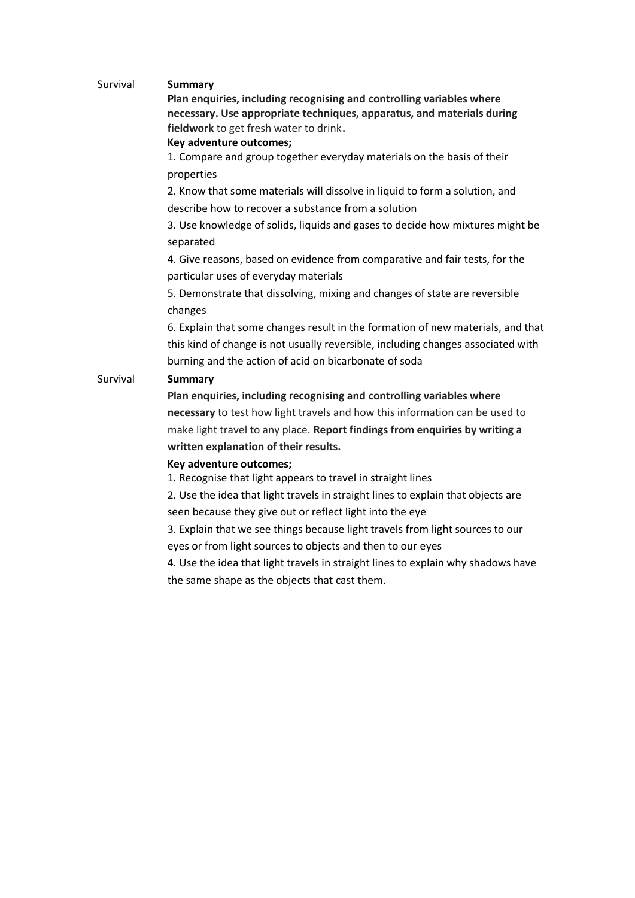| Survival | **Summary**<br>**Plan enquiries, including recognising and controlling variables where necessary. Use appropriate techniques, apparatus, and materials during fieldwork** to get fresh water to drink**.**<br>**Key adventure outcomes;**<br>1. Compare and group together everyday materials on the basis of their properties<br>2. Know that some materials will dissolve in liquid to form a solution, and describe how to recover a substance from a solution<br>3. Use knowledge of solids, liquids and gases to decide how mixtures might be separated<br>4. Give reasons, based on evidence from comparative and fair tests, for the particular uses of everyday materials<br>5. Demonstrate that dissolving, mixing and changes of state are reversible changes<br>6. Explain that some changes result in the formation of new materials, and that this kind of change is not usually reversible, including changes associated with burning and the action of acid on bicarbonate of soda |
|---|---|
| Survival | **Summary**<br>**Plan enquiries, including recognising and controlling variables where necessary** to test how light travels and how this information can be used to make light travel to any place. **Report findings from enquiries by writing a written explanation of their results.**<br>**Key adventure outcomes;**<br>1. Recognise that light appears to travel in straight lines<br>2. Use the idea that light travels in straight lines to explain that objects are seen because they give out or reflect light into the eye<br>3. Explain that we see things because light travels from light sources to our eyes or from light sources to objects and then to our eyes<br>4. Use the idea that light travels in straight lines to explain why shadows have the same shape as the objects that cast them. |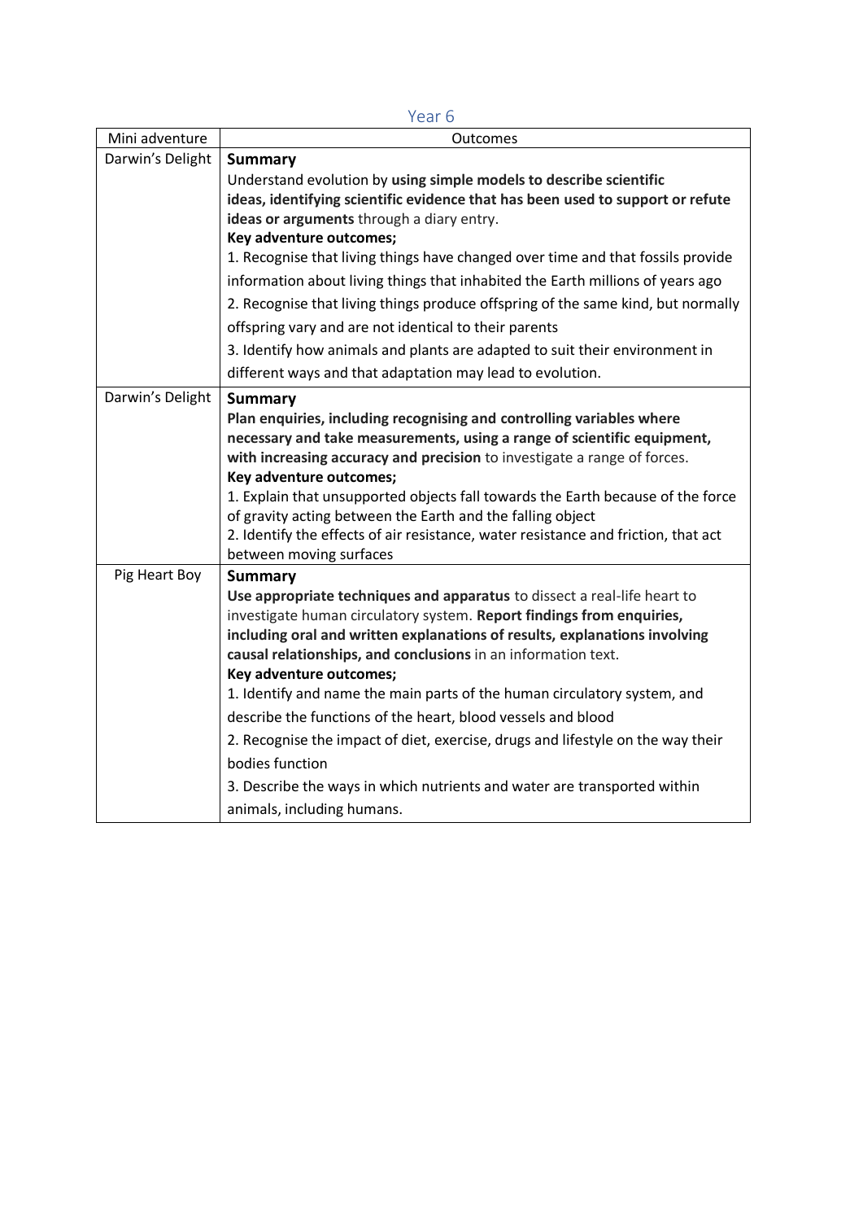## Year 6

| Mini adventure | Outcomes |
|---|---|
| Darwin's Delight | **Summary**<br>Understand evolution by **using simple models to describe scientific ideas, identifying scientific evidence that has been used to support or refute ideas or arguments** through a diary entry.<br>**Key adventure outcomes;**<br>1. Recognise that living things have changed over time and that fossils provide information about living things that inhabited the Earth millions of years ago<br>2. Recognise that living things produce offspring of the same kind, but normally offspring vary and are not identical to their parents<br>3. Identify how animals and plants are adapted to suit their environment in different ways and that adaptation may lead to evolution. |
| Darwin's Delight | **Summary**<br>**Plan enquiries, including recognising and controlling variables where necessary and take measurements, using a range of scientific equipment, with increasing accuracy and precision** to investigate a range of forces.<br>**Key adventure outcomes;**<br>1. Explain that unsupported objects fall towards the Earth because of the force of gravity acting between the Earth and the falling object<br>2. Identify the effects of air resistance, water resistance and friction, that act between moving surfaces |
| Pig Heart Boy | **Summary**<br>**Use appropriate techniques and apparatus** to dissect a real-life heart to investigate human circulatory system. **Report findings from enquiries, including oral and written explanations of results, explanations involving causal relationships, and conclusions** in an information text.<br>**Key adventure outcomes;**<br>1. Identify and name the main parts of the human circulatory system, and describe the functions of the heart, blood vessels and blood<br>2. Recognise the impact of diet, exercise, drugs and lifestyle on the way their bodies function<br>3. Describe the ways in which nutrients and water are transported within animals, including humans. |